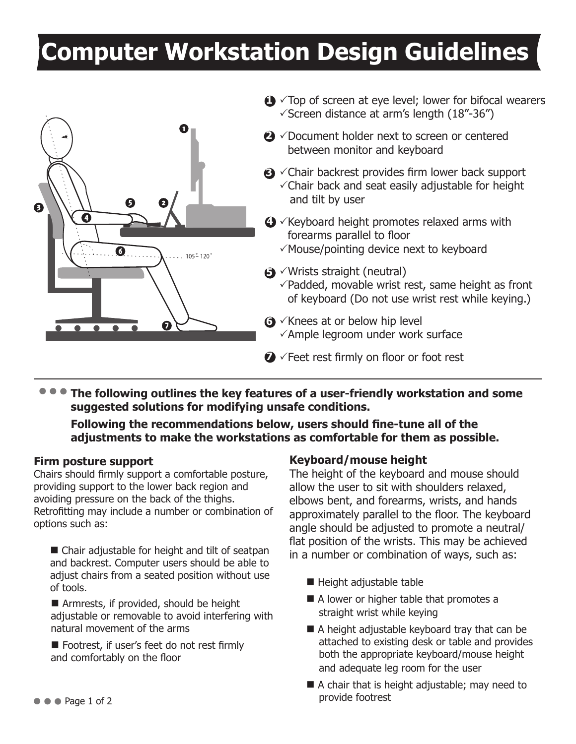# Computer Workstation Design Guidelines

1. ✓Top of screen at eye level; lower for bifocal wearers
   ✓Screen distance at arm's length (18"-36")
2. ✓Document holder next to screen or centered between monitor and keyboard
3. ✓Chair backrest provides firm lower back support
   ✓Chair back and seat easily adjustable for height and tilt by user
4. ✓Keyboard height promotes relaxed arms with forearms parallel to floor
   ✓Mouse/pointing device next to keyboard
5. ✓Wrists straight (neutral)
   ✓Padded, movable wrist rest, same height as front of keyboard (Do not use wrist rest while keying.)
6. ✓Knees at or below hip level
   ✓Ample legroom under work surface
7. ✓Feet rest firmly on floor or foot rest

---

**The following outlines the key features of a user-friendly workstation and some suggested solutions for modifying unsafe conditions.**

**Following the recommendations below, users should fine-tune all of the adjustments to make the workstations as comfortable for them as possible.**

### Firm posture support

Chairs should firmly support a comfortable posture, providing support to the lower back region and avoiding pressure on the back of the thighs. Retrofitting may include a number or combination of options such as:

- Chair adjustable for height and tilt of seatpan and backrest. Computer users should be able to adjust chairs from a seated position without use of tools.
- Armrests, if provided, should be height adjustable or removable to avoid interfering with natural movement of the arms
- Footrest, if user's feet do not rest firmly and comfortably on the floor

### Keyboard/mouse height

The height of the keyboard and mouse should allow the user to sit with shoulders relaxed, elbows bent, and forearms, wrists, and hands approximately parallel to the floor. The keyboard angle should be adjusted to promote a neutral/flat position of the wrists. This may be achieved in a number or combination of ways, such as:

- Height adjustable table
- A lower or higher table that promotes a straight wrist while keying
- A height adjustable keyboard tray that can be attached to existing desk or table and provides both the appropriate keyboard/mouse height and adequate leg room for the user
- A chair that is height adjustable; may need to provide footrest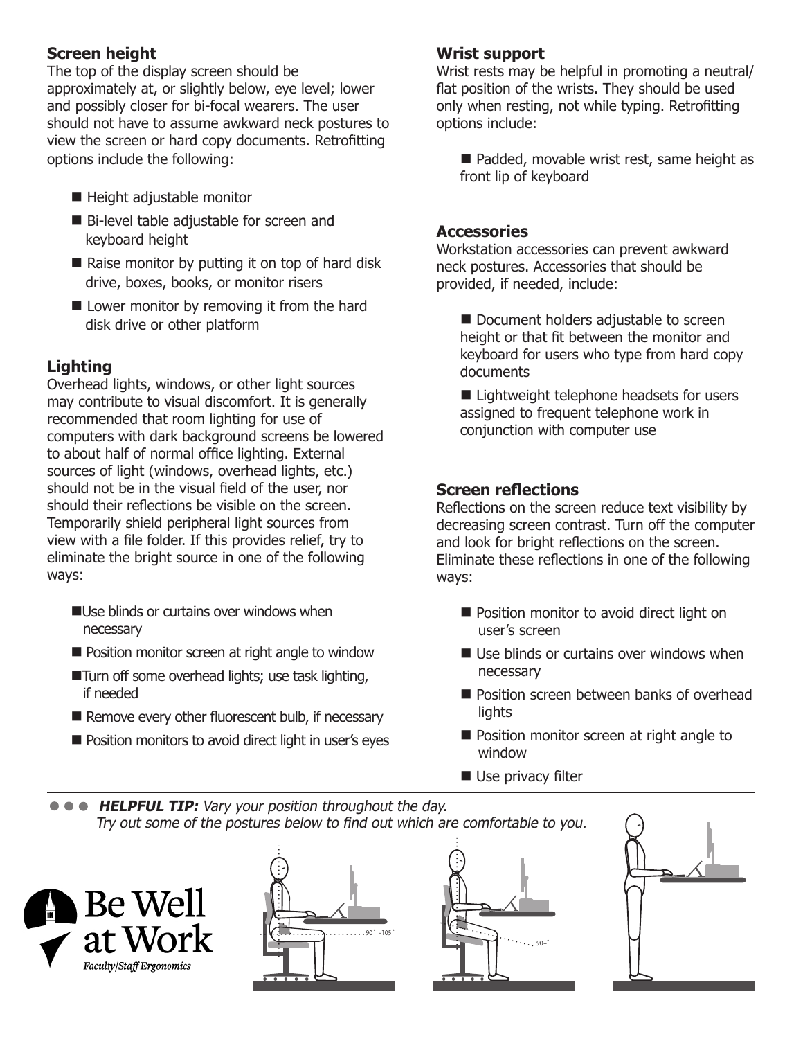## Screen height

The top of the display screen should be approximately at, or slightly below, eye level; lower and possibly closer for bi-focal wearers. The user should not have to assume awkward neck postures to view the screen or hard copy documents. Retrofitting options include the following:

- Height adjustable monitor
- Bi-level table adjustable for screen and keyboard height
- Raise monitor by putting it on top of hard disk drive, boxes, books, or monitor risers
- Lower monitor by removing it from the hard disk drive or other platform

## Lighting

Overhead lights, windows, or other light sources may contribute to visual discomfort. It is generally recommended that room lighting for use of computers with dark background screens be lowered to about half of normal office lighting. External sources of light (windows, overhead lights, etc.) should not be in the visual field of the user, nor should their reflections be visible on the screen. Temporarily shield peripheral light sources from view with a file folder. If this provides relief, try to eliminate the bright source in one of the following ways:

- Use blinds or curtains over windows when necessary
- Position monitor screen at right angle to window
- Turn off some overhead lights; use task lighting, if needed
- Remove every other fluorescent bulb, if necessary
- Position monitors to avoid direct light in user's eyes

## Wrist support

Wrist rests may be helpful in promoting a neutral/flat position of the wrists. They should be used only when resting, not while typing. Retrofitting options include:

- Padded, movable wrist rest, same height as front lip of keyboard

## Accessories

Workstation accessories can prevent awkward neck postures. Accessories that should be provided, if needed, include:

- Document holders adjustable to screen height or that fit between the monitor and keyboard for users who type from hard copy documents
- Lightweight telephone headsets for users assigned to frequent telephone work in conjunction with computer use

## Screen reflections

Reflections on the screen reduce text visibility by decreasing screen contrast. Turn off the computer and look for bright reflections on the screen. Eliminate these reflections in one of the following ways:

- Position monitor to avoid direct light on user's screen
- Use blinds or curtains over windows when necessary
- Position screen between banks of overhead lights
- Position monitor screen at right angle to window
- Use privacy filter

**HELPFUL TIP:** *Vary your position throughout the day. Try out some of the postures below to find out which are comfortable to you.*

Be Well at Work

Faculty/Staff Ergonomics

90° –105°

90+°